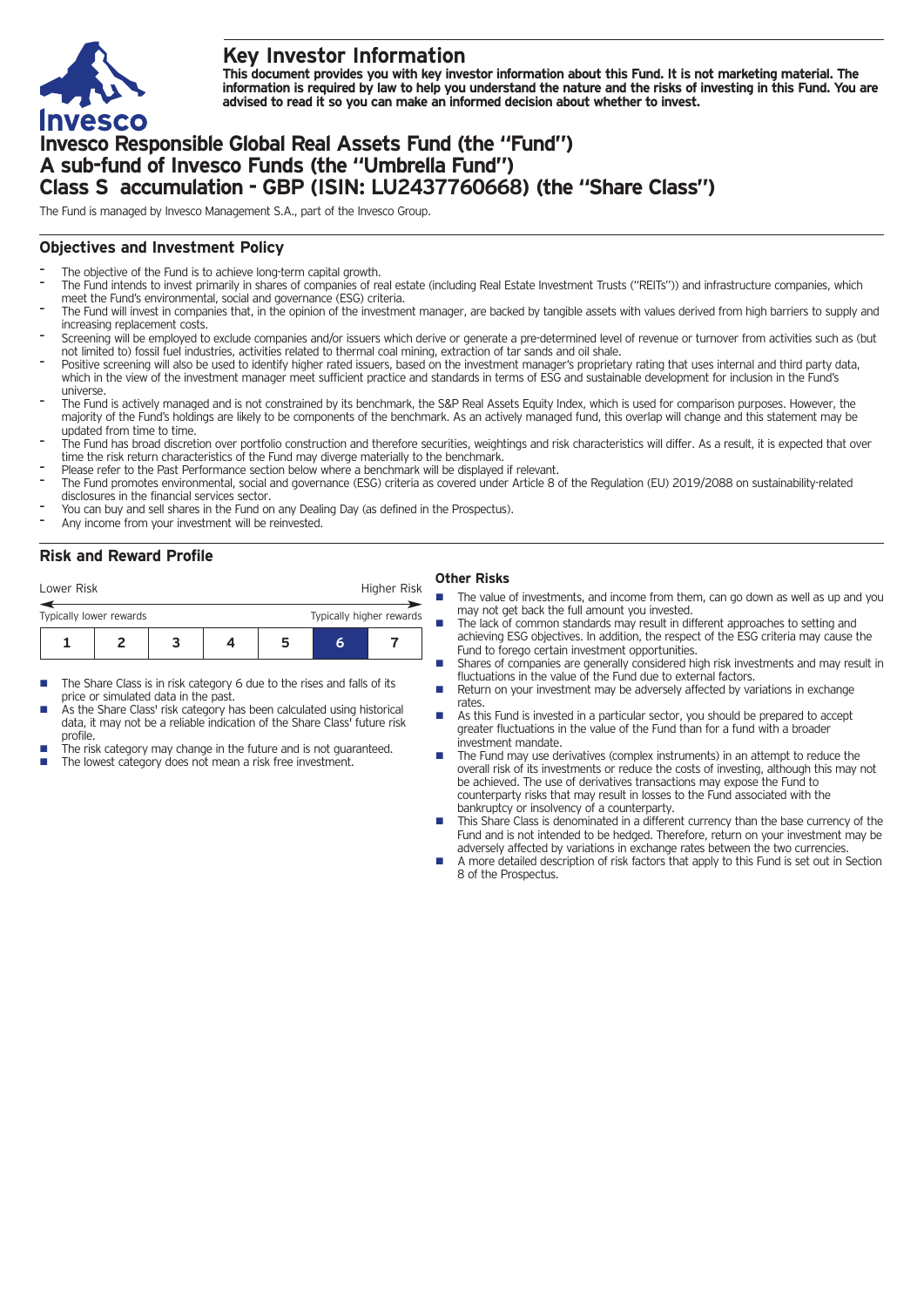# Key Investor Information

**This document provides you with key investor information about this Fund. It is not marketing material. The information is required by law to help you understand the nature and the risks of investing in this Fund. You are advised to read it so you can make an informed decision about whether to invest.**

# Invesco Responsible Global Real Assets Fund (the "Fund") A sub-fund of Invesco Funds (the "Umbrella Fund") Class S accumulation - GBP (ISIN: LU2437760668) (the "Share Class")

The Fund is managed by Invesco Management S.A., part of the Invesco Group.

## Objectives and Investment Policy

- The objective of the Fund is to achieve long-term capital growth.
- The Fund intends to invest primarily in shares of companies of real estate (including Real Estate Investment Trusts ("REITs")) and infrastructure companies, which meet the Fund's environmental, social and governance (ESG) criteria.
- The Fund will invest in companies that, in the opinion of the investment manager, are backed by tangible assets with values derived from high barriers to supply and increasing replacement costs.
- Screening will be employed to exclude companies and/or issuers which derive or generate a pre-determined level of revenue or turnover from activities such as (but not limited to) fossil fuel industries, activities related to thermal coal mining, extraction of tar sands and oil shale.
- Positive screening will also be used to identify higher rated issuers, based on the investment manager's proprietary rating that uses internal and third party data, which in the view of the investment manager meet sufficient practice and standards in terms of ESG and sustainable development for inclusion in the Fund's universe.
- The Fund is actively managed and is not constrained by its benchmark, the S&P Real Assets Equity Index, which is used for comparison purposes. However, the majority of the Fund's holdings are likely to be components of the benchmark. As an actively managed fund, this overlap will change and this statement may be updated from time to time.
- The Fund has broad discretion over portfolio construction and therefore securities, weightings and risk characteristics will differ. As a result, it is expected that over time the risk return characteristics of the Fund may diverge materially to the benchmark.
- Please refer to the Past Performance section below where a benchmark will be displayed if relevant.
- The Fund promotes environmental, social and governance (ESG) criteria as covered under Article 8 of the Regulation (EU) 2019/2088 on sustainability-related disclosures in the financial services sector.
- You can buy and sell shares in the Fund on any Dealing Day (as defined in the Prospectus).
- Any income from your investment will be reinvested.

## Risk and Reward Profile

Lower Risk — Higher Risk

Typically lower rewards — Typically higher rewards

| 1 | 2 | 3 | 4 | 5 | **6** | 7 |
|---|---|---|---|---|---|---|

- The Share Class is in risk category 6 due to the rises and falls of its price or simulated data in the past.
- As the Share Class' risk category has been calculated using historical data, it may not be a reliable indication of the Share Class' future risk profile.
- The risk category may change in the future and is not guaranteed.
- The lowest category does not mean a risk free investment.

### Other Risks

- The value of investments, and income from them, can go down as well as up and you may not get back the full amount you invested.
- The lack of common standards may result in different approaches to setting and achieving ESG objectives. In addition, the respect of the ESG criteria may cause the Fund to forego certain investment opportunities.
- Shares of companies are generally considered high risk investments and may result in fluctuations in the value of the Fund due to external factors.
- Return on your investment may be adversely affected by variations in exchange rates.
- As this Fund is invested in a particular sector, you should be prepared to accept greater fluctuations in the value of the Fund than for a fund with a broader investment mandate.
- The Fund may use derivatives (complex instruments) in an attempt to reduce the overall risk of its investments or reduce the costs of investing, although this may not be achieved. The use of derivatives transactions may expose the Fund to counterparty risks that may result in losses to the Fund associated with the bankruptcy or insolvency of a counterparty.
- This Share Class is denominated in a different currency than the base currency of the Fund and is not intended to be hedged. Therefore, return on your investment may be adversely affected by variations in exchange rates between the two currencies.
- A more detailed description of risk factors that apply to this Fund is set out in Section 8 of the Prospectus.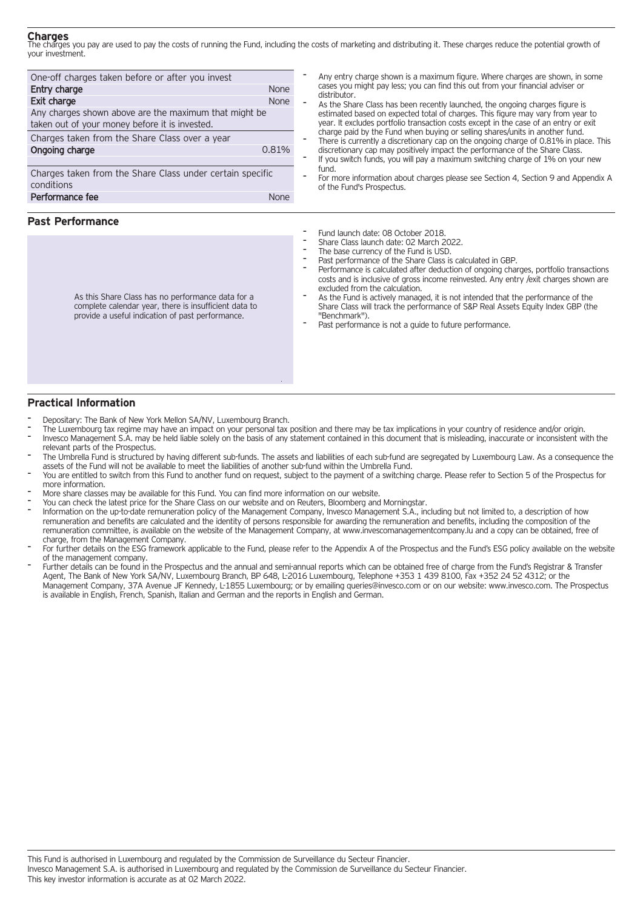## Charges

The charges you pay are used to pay the costs of running the Fund, including the costs of marketing and distributing it. These charges reduce the potential growth of your investment.

| | |
|---|---|
| One-off charges taken before or after you invest | |
| **Entry charge** | None |
| **Exit charge** | None |
| Any charges shown above are the maximum that might be taken out of your money before it is invested. | |
| Charges taken from the Share Class over a year | |
| **Ongoing charge** | 0.81% |
| Charges taken from the Share Class under certain specific conditions | |
| **Performance fee** | None |

- Any entry charge shown is a maximum figure. Where charges are shown, in some cases you might pay less; you can find this out from your financial adviser or distributor.
- As the Share Class has been recently launched, the ongoing charges figure is estimated based on expected total of charges. This figure may vary from year to year. It excludes portfolio transaction costs except in the case of an entry or exit charge paid by the Fund when buying or selling shares/units in another fund.
- There is currently a discretionary cap on the ongoing charge of 0.81% in place. This discretionary cap may positively impact the performance of the Share Class.
- If you switch funds, you will pay a maximum switching charge of 1% on your new fund.
- For more information about charges please see Section 4, Section 9 and Appendix A of the Fund's Prospectus.

## Past Performance

As this Share Class has no performance data for a complete calendar year, there is insufficient data to provide a useful indication of past performance.

- Fund launch date: 08 October 2018.
- Share Class launch date: 02 March 2022.
- The base currency of the Fund is USD.
- Past performance of the Share Class is calculated in GBP.
- Performance is calculated after deduction of ongoing charges, portfolio transactions costs and is inclusive of gross income reinvested. Any entry /exit charges shown are excluded from the calculation.
- As the Fund is actively managed, it is not intended that the performance of the Share Class will track the performance of S&P Real Assets Equity Index GBP (the "Benchmark").
- Past performance is not a guide to future performance.

## Practical Information

- Depositary: The Bank of New York Mellon SA/NV, Luxembourg Branch.
- The Luxembourg tax regime may have an impact on your personal tax position and there may be tax implications in your country of residence and/or origin.
- Invesco Management S.A. may be held liable solely on the basis of any statement contained in this document that is misleading, inaccurate or inconsistent with the relevant parts of the Prospectus.
- The Umbrella Fund is structured by having different sub-funds. The assets and liabilities of each sub-fund are segregated by Luxembourg Law. As a consequence the assets of the Fund will not be available to meet the liabilities of another sub-fund within the Umbrella Fund.
- You are entitled to switch from this Fund to another fund on request, subject to the payment of a switching charge. Please refer to Section 5 of the Prospectus for more information.
- More share classes may be available for this Fund. You can find more information on our website.
- You can check the latest price for the Share Class on our website and on Reuters, Bloomberg and Morningstar.
- Information on the up-to-date remuneration policy of the Management Company, Invesco Management S.A., including but not limited to, a description of how remuneration and benefits are calculated and the identity of persons responsible for awarding the remuneration and benefits, including the composition of the remuneration committee, is available on the website of the Management Company, at www.invescomanagementcompany.lu and a copy can be obtained, free of charge, from the Management Company.
- For further details on the ESG framework applicable to the Fund, please refer to the Appendix A of the Prospectus and the Fund's ESG policy available on the website of the management company.
- Further details can be found in the Prospectus and the annual and semi-annual reports which can be obtained free of charge from the Fund's Registrar & Transfer Agent, The Bank of New York SA/NV, Luxembourg Branch, BP 648, L-2016 Luxembourg, Telephone +353 1 439 8100, Fax +352 24 52 4312; or the Management Company, 37A Avenue JF Kennedy, L-1855 Luxembourg; or by emailing queries@invesco.com or on our website: www.invesco.com. The Prospectus is available in English, French, Spanish, Italian and German and the reports in English and German.

This Fund is authorised in Luxembourg and regulated by the Commission de Surveillance du Secteur Financier.
Invesco Management S.A. is authorised in Luxembourg and regulated by the Commission de Surveillance du Secteur Financier.
This key investor information is accurate as at 02 March 2022.